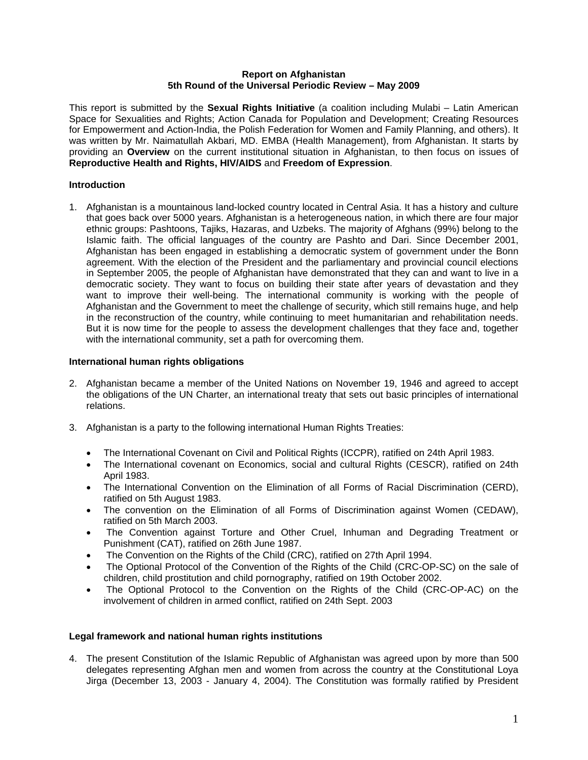**Report on Afghanistan**
**5th Round of the Universal Periodic Review – May 2009**

This report is submitted by the **Sexual Rights Initiative** (a coalition including Mulabi – Latin American Space for Sexualities and Rights; Action Canada for Population and Development; Creating Resources for Empowerment and Action-India, the Polish Federation for Women and Family Planning, and others). It was written by Mr. Naimatullah Akbari, MD. EMBA (Health Management), from Afghanistan. It starts by providing an **Overview** on the current institutional situation in Afghanistan, to then focus on issues of **Reproductive Health and Rights, HIV/AIDS** and **Freedom of Expression**.

**Introduction**

1. Afghanistan is a mountainous land-locked country located in Central Asia. It has a history and culture that goes back over 5000 years. Afghanistan is a heterogeneous nation, in which there are four major ethnic groups: Pashtoons, Tajiks, Hazaras, and Uzbeks. The majority of Afghans (99%) belong to the Islamic faith. The official languages of the country are Pashto and Dari. Since December 2001, Afghanistan has been engaged in establishing a democratic system of government under the Bonn agreement. With the election of the President and the parliamentary and provincial council elections in September 2005, the people of Afghanistan have demonstrated that they can and want to live in a democratic society. They want to focus on building their state after years of devastation and they want to improve their well-being. The international community is working with the people of Afghanistan and the Government to meet the challenge of security, which still remains huge, and help in the reconstruction of the country, while continuing to meet humanitarian and rehabilitation needs. But it is now time for the people to assess the development challenges that they face and, together with the international community, set a path for overcoming them.

**International human rights obligations**

2. Afghanistan became a member of the United Nations on November 19, 1946 and agreed to accept the obligations of the UN Charter, an international treaty that sets out basic principles of international relations.

3. Afghanistan is a party to the following international Human Rights Treaties:

   - The International Covenant on Civil and Political Rights (ICCPR), ratified on 24th April 1983.
   - The International covenant on Economics, social and cultural Rights (CESCR), ratified on 24th April 1983.
   - The International Convention on the Elimination of all Forms of Racial Discrimination (CERD), ratified on 5th August 1983.
   - The convention on the Elimination of all Forms of Discrimination against Women (CEDAW), ratified on 5th March 2003.
   - The Convention against Torture and Other Cruel, Inhuman and Degrading Treatment or Punishment (CAT), ratified on 26th June 1987.
   - The Convention on the Rights of the Child (CRC), ratified on 27th April 1994.
   - The Optional Protocol of the Convention of the Rights of the Child (CRC-OP-SC) on the sale of children, child prostitution and child pornography, ratified on 19th October 2002.
   - The Optional Protocol to the Convention on the Rights of the Child (CRC-OP-AC) on the involvement of children in armed conflict, ratified on 24th Sept. 2003

**Legal framework and national human rights institutions**

4. The present Constitution of the Islamic Republic of Afghanistan was agreed upon by more than 500 delegates representing Afghan men and women from across the country at the Constitutional Loya Jirga (December 13, 2003 - January 4, 2004). The Constitution was formally ratified by President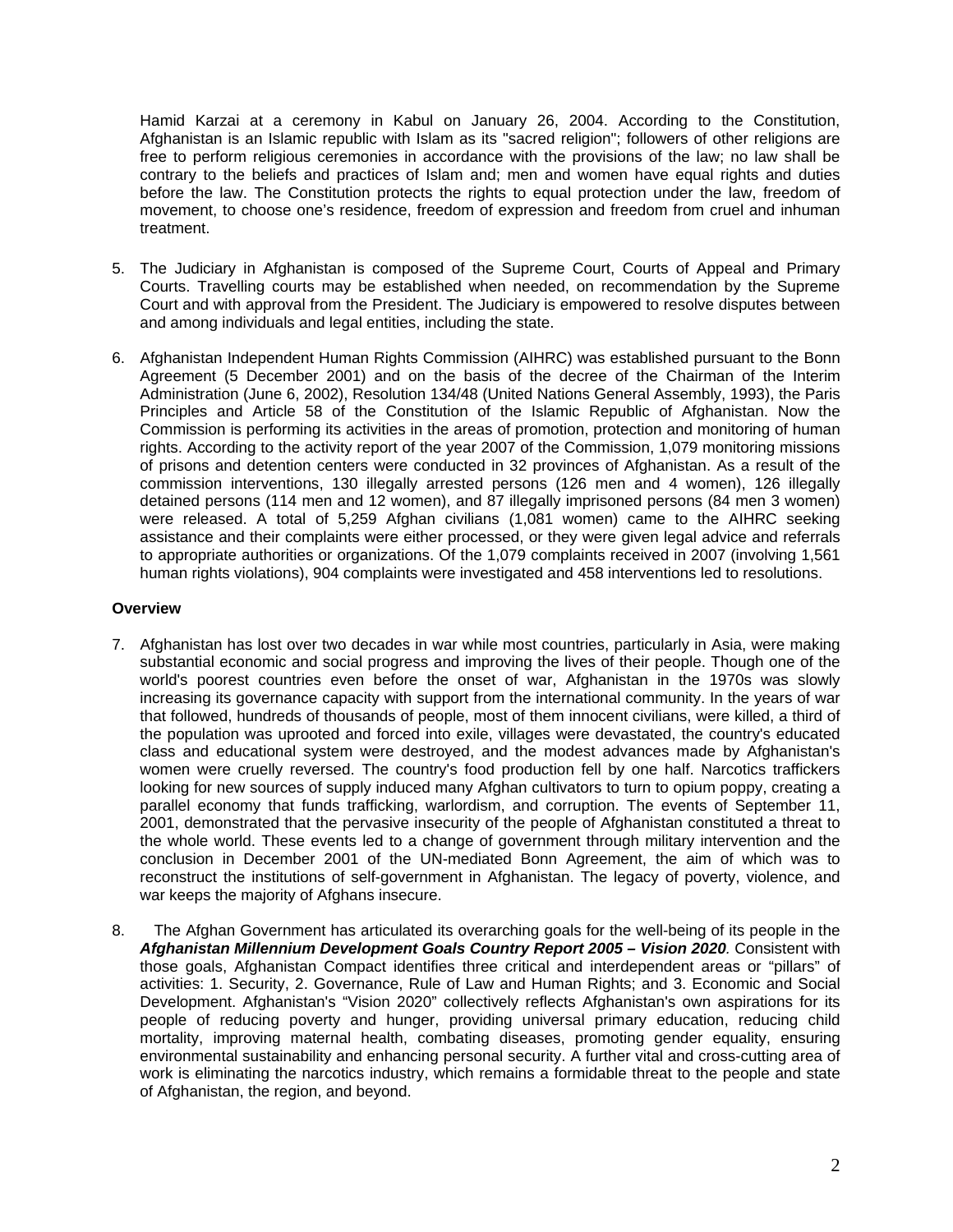Hamid Karzai at a ceremony in Kabul on January 26, 2004. According to the Constitution, Afghanistan is an Islamic republic with Islam as its "sacred religion"; followers of other religions are free to perform religious ceremonies in accordance with the provisions of the law; no law shall be contrary to the beliefs and practices of Islam and; men and women have equal rights and duties before the law. The Constitution protects the rights to equal protection under the law, freedom of movement, to choose one's residence, freedom of expression and freedom from cruel and inhuman treatment.

5. The Judiciary in Afghanistan is composed of the Supreme Court, Courts of Appeal and Primary Courts. Travelling courts may be established when needed, on recommendation by the Supreme Court and with approval from the President. The Judiciary is empowered to resolve disputes between and among individuals and legal entities, including the state.

6. Afghanistan Independent Human Rights Commission (AIHRC) was established pursuant to the Bonn Agreement (5 December 2001) and on the basis of the decree of the Chairman of the Interim Administration (June 6, 2002), Resolution 134/48 (United Nations General Assembly, 1993), the Paris Principles and Article 58 of the Constitution of the Islamic Republic of Afghanistan. Now the Commission is performing its activities in the areas of promotion, protection and monitoring of human rights. According to the activity report of the year 2007 of the Commission, 1,079 monitoring missions of prisons and detention centers were conducted in 32 provinces of Afghanistan. As a result of the commission interventions, 130 illegally arrested persons (126 men and 4 women), 126 illegally detained persons (114 men and 12 women), and 87 illegally imprisoned persons (84 men 3 women) were released. A total of 5,259 Afghan civilians (1,081 women) came to the AIHRC seeking assistance and their complaints were either processed, or they were given legal advice and referrals to appropriate authorities or organizations. Of the 1,079 complaints received in 2007 (involving 1,561 human rights violations), 904 complaints were investigated and 458 interventions led to resolutions.

**Overview**

7. Afghanistan has lost over two decades in war while most countries, particularly in Asia, were making substantial economic and social progress and improving the lives of their people. Though one of the world's poorest countries even before the onset of war, Afghanistan in the 1970s was slowly increasing its governance capacity with support from the international community. In the years of war that followed, hundreds of thousands of people, most of them innocent civilians, were killed, a third of the population was uprooted and forced into exile, villages were devastated, the country's educated class and educational system were destroyed, and the modest advances made by Afghanistan's women were cruelly reversed. The country's food production fell by one half. Narcotics traffickers looking for new sources of supply induced many Afghan cultivators to turn to opium poppy, creating a parallel economy that funds trafficking, warlordism, and corruption. The events of September 11, 2001, demonstrated that the pervasive insecurity of the people of Afghanistan constituted a threat to the whole world. These events led to a change of government through military intervention and the conclusion in December 2001 of the UN-mediated Bonn Agreement, the aim of which was to reconstruct the institutions of self-government in Afghanistan. The legacy of poverty, violence, and war keeps the majority of Afghans insecure.

8. The Afghan Government has articulated its overarching goals for the well-being of its people in the ***Afghanistan Millennium Development Goals Country Report 2005 – Vision 2020***. Consistent with those goals, Afghanistan Compact identifies three critical and interdependent areas or "pillars" of activities: 1. Security, 2. Governance, Rule of Law and Human Rights; and 3. Economic and Social Development. Afghanistan's "Vision 2020" collectively reflects Afghanistan's own aspirations for its people of reducing poverty and hunger, providing universal primary education, reducing child mortality, improving maternal health, combating diseases, promoting gender equality, ensuring environmental sustainability and enhancing personal security. A further vital and cross-cutting area of work is eliminating the narcotics industry, which remains a formidable threat to the people and state of Afghanistan, the region, and beyond.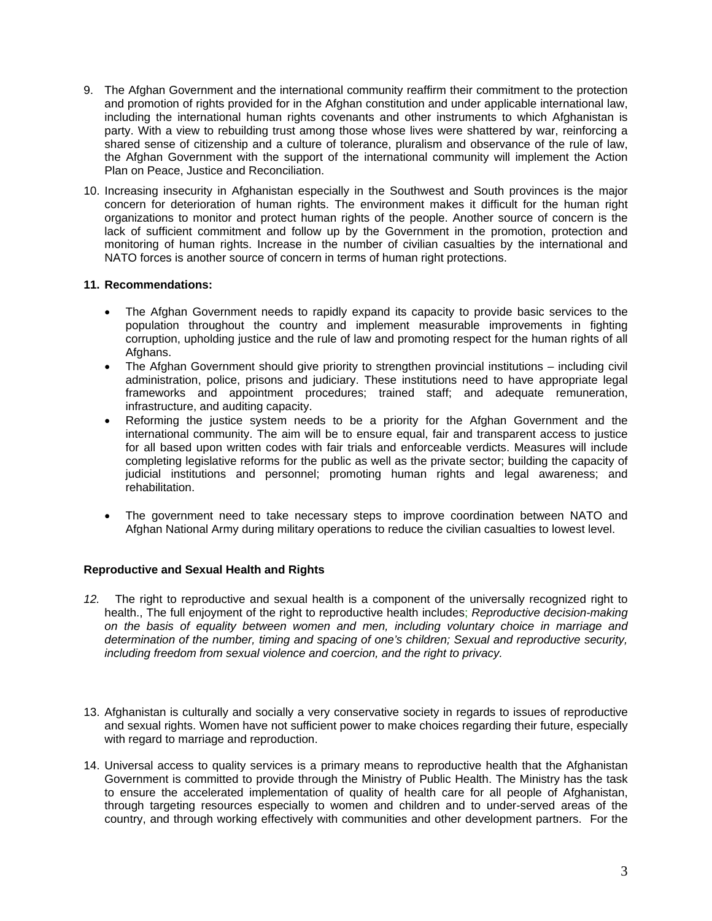9. The Afghan Government and the international community reaffirm their commitment to the protection and promotion of rights provided for in the Afghan constitution and under applicable international law, including the international human rights covenants and other instruments to which Afghanistan is party. With a view to rebuilding trust among those whose lives were shattered by war, reinforcing a shared sense of citizenship and a culture of tolerance, pluralism and observance of the rule of law, the Afghan Government with the support of the international community will implement the Action Plan on Peace, Justice and Reconciliation.

10. Increasing insecurity in Afghanistan especially in the Southwest and South provinces is the major concern for deterioration of human rights. The environment makes it difficult for the human right organizations to monitor and protect human rights of the people. Another source of concern is the lack of sufficient commitment and follow up by the Government in the promotion, protection and monitoring of human rights. Increase in the number of civilian casualties by the international and NATO forces is another source of concern in terms of human right protections.

**11. Recommendations:**

- The Afghan Government needs to rapidly expand its capacity to provide basic services to the population throughout the country and implement measurable improvements in fighting corruption, upholding justice and the rule of law and promoting respect for the human rights of all Afghans.
- The Afghan Government should give priority to strengthen provincial institutions – including civil administration, police, prisons and judiciary. These institutions need to have appropriate legal frameworks and appointment procedures; trained staff; and adequate remuneration, infrastructure, and auditing capacity.
- Reforming the justice system needs to be a priority for the Afghan Government and the international community. The aim will be to ensure equal, fair and transparent access to justice for all based upon written codes with fair trials and enforceable verdicts. Measures will include completing legislative reforms for the public as well as the private sector; building the capacity of judicial institutions and personnel; promoting human rights and legal awareness; and rehabilitation.
- The government need to take necessary steps to improve coordination between NATO and Afghan National Army during military operations to reduce the civilian casualties to lowest level.

**Reproductive and Sexual Health and Rights**

*12.* The right to reproductive and sexual health is a component of the universally recognized right to health., The full enjoyment of the right to reproductive health includes; *Reproductive decision-making on the basis of equality between women and men, including voluntary choice in marriage and determination of the number, timing and spacing of one's children; Sexual and reproductive security, including freedom from sexual violence and coercion, and the right to privacy.*

13. Afghanistan is culturally and socially a very conservative society in regards to issues of reproductive and sexual rights. Women have not sufficient power to make choices regarding their future, especially with regard to marriage and reproduction.

14. Universal access to quality services is a primary means to reproductive health that the Afghanistan Government is committed to provide through the Ministry of Public Health. The Ministry has the task to ensure the accelerated implementation of quality of health care for all people of Afghanistan, through targeting resources especially to women and children and to under-served areas of the country, and through working effectively with communities and other development partners. For the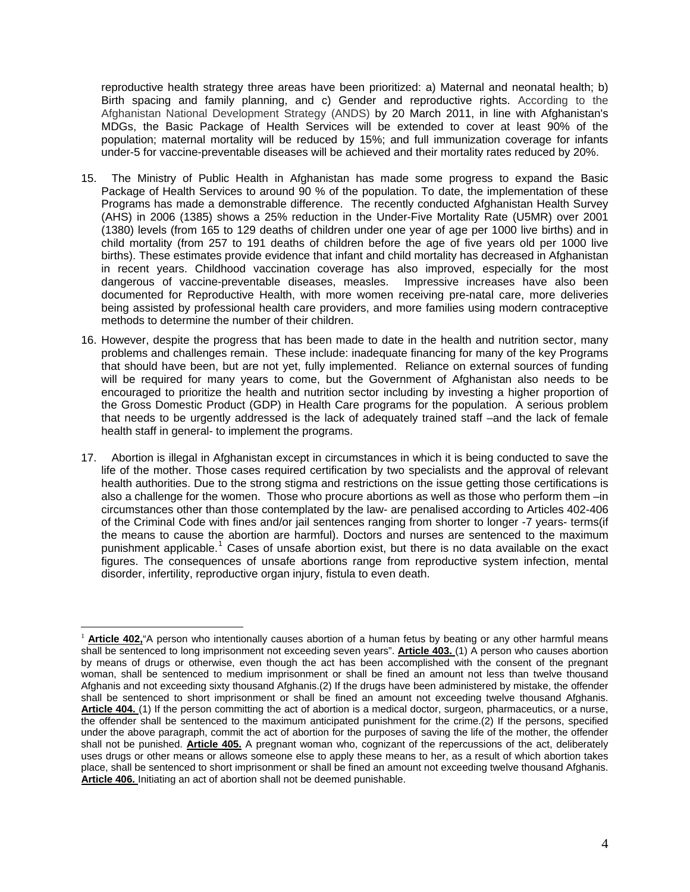reproductive health strategy three areas have been prioritized: a) Maternal and neonatal health; b) Birth spacing and family planning, and c) Gender and reproductive rights. According to the Afghanistan National Development Strategy (ANDS) by 20 March 2011, in line with Afghanistan's MDGs, the Basic Package of Health Services will be extended to cover at least 90% of the population; maternal mortality will be reduced by 15%; and full immunization coverage for infants under-5 for vaccine-preventable diseases will be achieved and their mortality rates reduced by 20%.

15. The Ministry of Public Health in Afghanistan has made some progress to expand the Basic Package of Health Services to around 90 % of the population. To date, the implementation of these Programs has made a demonstrable difference. The recently conducted Afghanistan Health Survey (AHS) in 2006 (1385) shows a 25% reduction in the Under-Five Mortality Rate (U5MR) over 2001 (1380) levels (from 165 to 129 deaths of children under one year of age per 1000 live births) and in child mortality (from 257 to 191 deaths of children before the age of five years old per 1000 live births). These estimates provide evidence that infant and child mortality has decreased in Afghanistan in recent years. Childhood vaccination coverage has also improved, especially for the most dangerous of vaccine-preventable diseases, measles. Impressive increases have also been documented for Reproductive Health, with more women receiving pre-natal care, more deliveries being assisted by professional health care providers, and more families using modern contraceptive methods to determine the number of their children.

16. However, despite the progress that has been made to date in the health and nutrition sector, many problems and challenges remain. These include: inadequate financing for many of the key Programs that should have been, but are not yet, fully implemented. Reliance on external sources of funding will be required for many years to come, but the Government of Afghanistan also needs to be encouraged to prioritize the health and nutrition sector including by investing a higher proportion of the Gross Domestic Product (GDP) in Health Care programs for the population. A serious problem that needs to be urgently addressed is the lack of adequately trained staff –and the lack of female health staff in general- to implement the programs.

17. Abortion is illegal in Afghanistan except in circumstances in which it is being conducted to save the life of the mother. Those cases required certification by two specialists and the approval of relevant health authorities. Due to the strong stigma and restrictions on the issue getting those certifications is also a challenge for the women. Those who procure abortions as well as those who perform them –in circumstances other than those contemplated by the law- are penalised according to Articles 402-406 of the Criminal Code with fines and/or jail sentences ranging from shorter to longer -7 years- terms(if the means to cause the abortion are harmful). Doctors and nurses are sentenced to the maximum punishment applicable.[1] Cases of unsafe abortion exist, but there is no data available on the exact figures. The consequences of unsafe abortions range from reproductive system infection, mental disorder, infertility, reproductive organ injury, fistula to even death.

---

[1] **Article 402,**"A person who intentionally causes abortion of a human fetus by beating or any other harmful means shall be sentenced to long imprisonment not exceeding seven years". **Article 403.** (1) A person who causes abortion by means of drugs or otherwise, even though the act has been accomplished with the consent of the pregnant woman, shall be sentenced to medium imprisonment or shall be fined an amount not less than twelve thousand Afghanis and not exceeding sixty thousand Afghanis.(2) If the drugs have been administered by mistake, the offender shall be sentenced to short imprisonment or shall be fined an amount not exceeding twelve thousand Afghanis. **Article 404.** (1) If the person committing the act of abortion is a medical doctor, surgeon, pharmaceutics, or a nurse, the offender shall be sentenced to the maximum anticipated punishment for the crime.(2) If the persons, specified under the above paragraph, commit the act of abortion for the purposes of saving the life of the mother, the offender shall not be punished. **Article 405.** A pregnant woman who, cognizant of the repercussions of the act, deliberately uses drugs or other means or allows someone else to apply these means to her, as a result of which abortion takes place, shall be sentenced to short imprisonment or shall be fined an amount not exceeding twelve thousand Afghanis. **Article 406.** Initiating an act of abortion shall not be deemed punishable.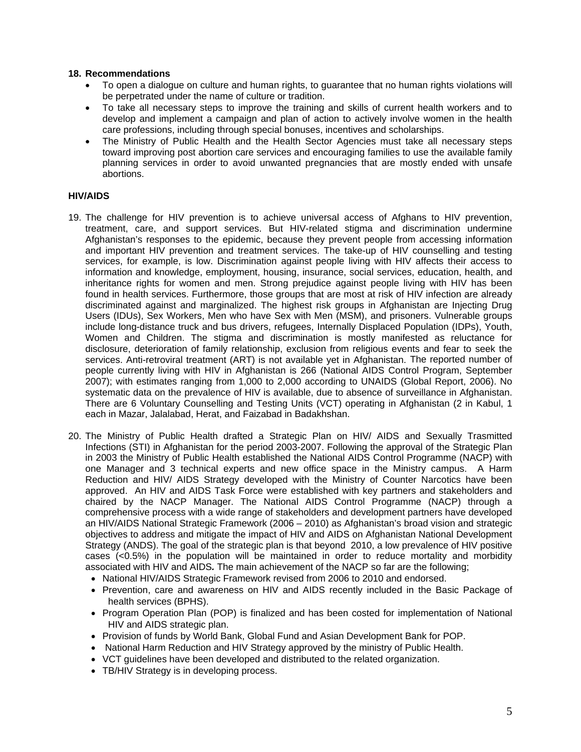**18. Recommendations**

- To open a dialogue on culture and human rights, to guarantee that no human rights violations will be perpetrated under the name of culture or tradition.
- To take all necessary steps to improve the training and skills of current health workers and to develop and implement a campaign and plan of action to actively involve women in the health care professions, including through special bonuses, incentives and scholarships.
- The Ministry of Public Health and the Health Sector Agencies must take all necessary steps toward improving post abortion care services and encouraging families to use the available family planning services in order to avoid unwanted pregnancies that are mostly ended with unsafe abortions.

**HIV/AIDS**

19. The challenge for HIV prevention is to achieve universal access of Afghans to HIV prevention, treatment, care, and support services. But HIV-related stigma and discrimination undermine Afghanistan's responses to the epidemic, because they prevent people from accessing information and important HIV prevention and treatment services. The take-up of HIV counselling and testing services, for example, is low. Discrimination against people living with HIV affects their access to information and knowledge, employment, housing, insurance, social services, education, health, and inheritance rights for women and men. Strong prejudice against people living with HIV has been found in health services. Furthermore, those groups that are most at risk of HIV infection are already discriminated against and marginalized. The highest risk groups in Afghanistan are Injecting Drug Users (IDUs), Sex Workers, Men who have Sex with Men (MSM), and prisoners. Vulnerable groups include long-distance truck and bus drivers, refugees, Internally Displaced Population (IDPs), Youth, Women and Children. The stigma and discrimination is mostly manifested as reluctance for disclosure, deterioration of family relationship, exclusion from religious events and fear to seek the services. Anti-retroviral treatment (ART) is not available yet in Afghanistan. The reported number of people currently living with HIV in Afghanistan is 266 (National AIDS Control Program, September 2007); with estimates ranging from 1,000 to 2,000 according to UNAIDS (Global Report, 2006). No systematic data on the prevalence of HIV is available, due to absence of surveillance in Afghanistan. There are 6 Voluntary Counselling and Testing Units (VCT) operating in Afghanistan (2 in Kabul, 1 each in Mazar, Jalalabad, Herat, and Faizabad in Badakhshan.

20. The Ministry of Public Health drafted a Strategic Plan on HIV/ AIDS and Sexually Trasmitted Infections (STI) in Afghanistan for the period 2003-2007. Following the approval of the Strategic Plan in 2003 the Ministry of Public Health established the National AIDS Control Programme (NACP) with one Manager and 3 technical experts and new office space in the Ministry campus. A Harm Reduction and HIV/ AIDS Strategy developed with the Ministry of Counter Narcotics have been approved. An HIV and AIDS Task Force were established with key partners and stakeholders and chaired by the NACP Manager. The National AIDS Control Programme (NACP) through a comprehensive process with a wide range of stakeholders and development partners have developed an HIV/AIDS National Strategic Framework (2006 – 2010) as Afghanistan's broad vision and strategic objectives to address and mitigate the impact of HIV and AIDS on Afghanistan National Development Strategy (ANDS). The goal of the strategic plan is that beyond 2010, a low prevalence of HIV positive cases (<0.5%) in the population will be maintained in order to reduce mortality and morbidity associated with HIV and AIDS. The main achievement of the NACP so far are the following;
    - National HIV/AIDS Strategic Framework revised from 2006 to 2010 and endorsed.
    - Prevention, care and awareness on HIV and AIDS recently included in the Basic Package of health services (BPHS).
    - Program Operation Plan (POP) is finalized and has been costed for implementation of National HIV and AIDS strategic plan.
    - Provision of funds by World Bank, Global Fund and Asian Development Bank for POP.
    - National Harm Reduction and HIV Strategy approved by the ministry of Public Health.
    - VCT guidelines have been developed and distributed to the related organization.
    - TB/HIV Strategy is in developing process.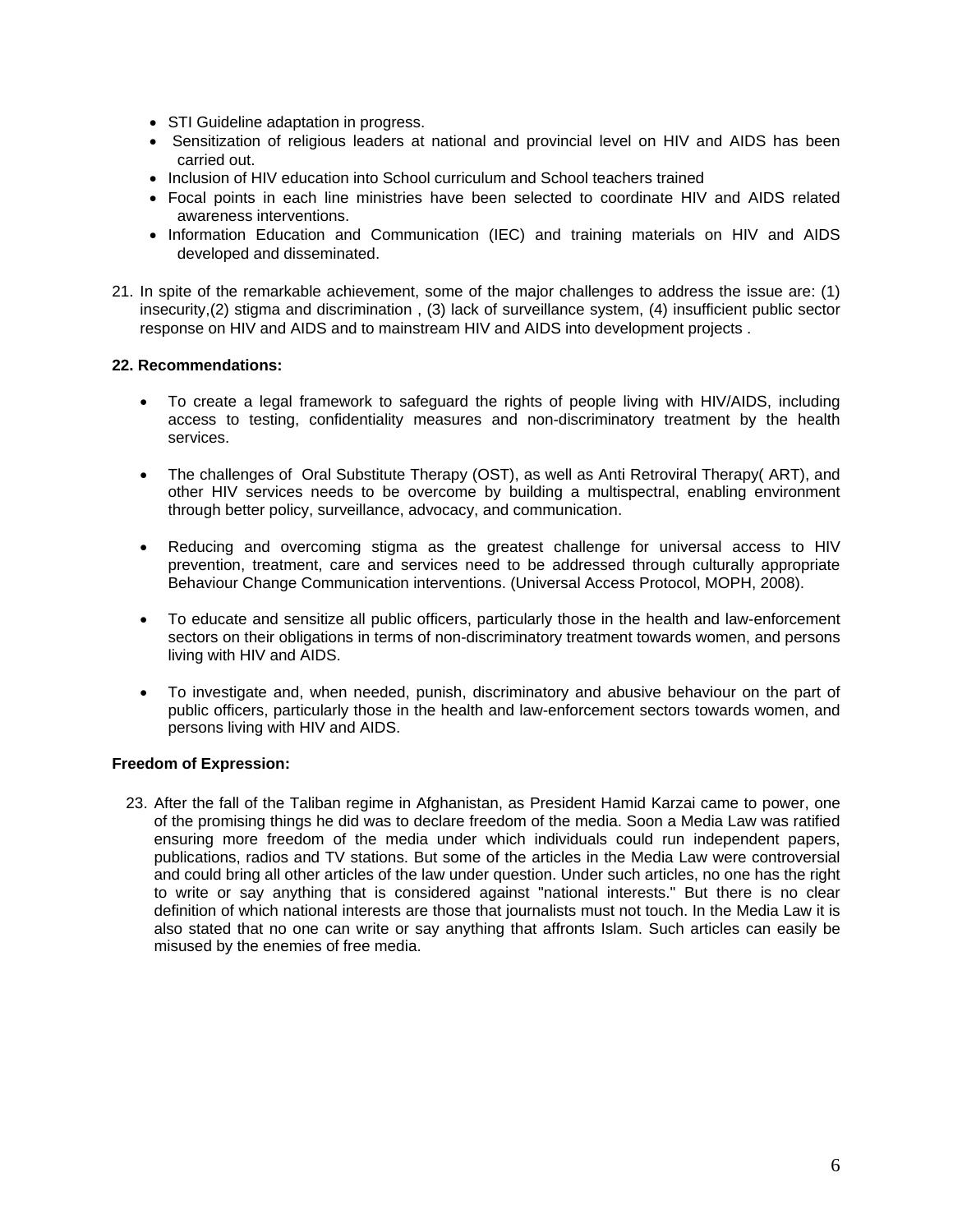- STI Guideline adaptation in progress.
- Sensitization of religious leaders at national and provincial level on HIV and AIDS has been carried out.
- Inclusion of HIV education into School curriculum and School teachers trained
- Focal points in each line ministries have been selected to coordinate HIV and AIDS related awareness interventions.
- Information Education and Communication (IEC) and training materials on HIV and AIDS developed and disseminated.

21. In spite of the remarkable achievement, some of the major challenges to address the issue are: (1) insecurity,(2) stigma and discrimination , (3) lack of surveillance system, (4) insufficient public sector response on HIV and AIDS and to mainstream HIV and AIDS into development projects .

**22. Recommendations:**

- To create a legal framework to safeguard the rights of people living with HIV/AIDS, including access to testing, confidentiality measures and non-discriminatory treatment by the health services.

- The challenges of Oral Substitute Therapy (OST), as well as Anti Retroviral Therapy( ART), and other HIV services needs to be overcome by building a multispectral, enabling environment through better policy, surveillance, advocacy, and communication.

- Reducing and overcoming stigma as the greatest challenge for universal access to HIV prevention, treatment, care and services need to be addressed through culturally appropriate Behaviour Change Communication interventions. (Universal Access Protocol, MOPH, 2008).

- To educate and sensitize all public officers, particularly those in the health and law-enforcement sectors on their obligations in terms of non-discriminatory treatment towards women, and persons living with HIV and AIDS.

- To investigate and, when needed, punish, discriminatory and abusive behaviour on the part of public officers, particularly those in the health and law-enforcement sectors towards women, and persons living with HIV and AIDS.

**Freedom of Expression:**

23. After the fall of the Taliban regime in Afghanistan, as President Hamid Karzai came to power, one of the promising things he did was to declare freedom of the media. Soon a Media Law was ratified ensuring more freedom of the media under which individuals could run independent papers, publications, radios and TV stations. But some of the articles in the Media Law were controversial and could bring all other articles of the law under question. Under such articles, no one has the right to write or say anything that is considered against "national interests." But there is no clear definition of which national interests are those that journalists must not touch. In the Media Law it is also stated that no one can write or say anything that affronts Islam. Such articles can easily be misused by the enemies of free media.